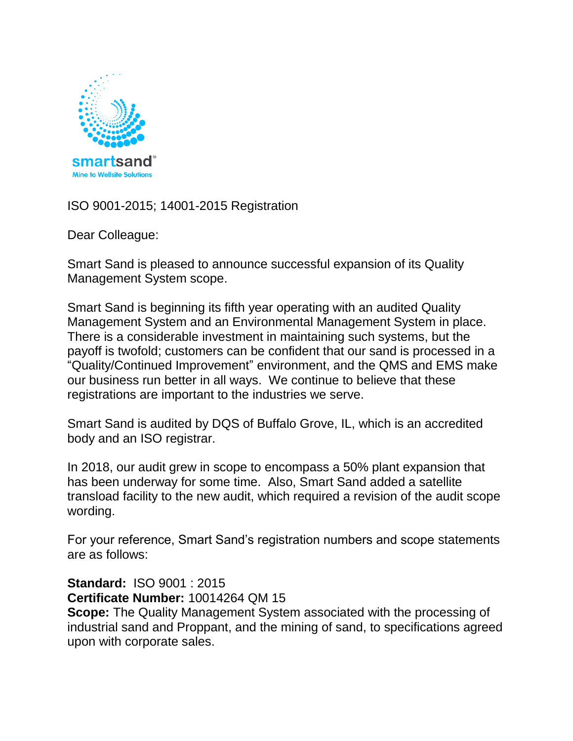smartsand®
Mine to Wellsite Solutions

ISO 9001-2015; 14001-2015 Registration

Dear Colleague:

Smart Sand is pleased to announce successful expansion of its Quality Management System scope.

Smart Sand is beginning its fifth year operating with an audited Quality Management System and an Environmental Management System in place. There is a considerable investment in maintaining such systems, but the payoff is twofold; customers can be confident that our sand is processed in a "Quality/Continued Improvement" environment, and the QMS and EMS make our business run better in all ways. We continue to believe that these registrations are important to the industries we serve.

Smart Sand is audited by DQS of Buffalo Grove, IL, which is an accredited body and an ISO registrar.

In 2018, our audit grew in scope to encompass a 50% plant expansion that has been underway for some time. Also, Smart Sand added a satellite transload facility to the new audit, which required a revision of the audit scope wording.

For your reference, Smart Sand's registration numbers and scope statements are as follows:

**Standard:** ISO 9001 : 2015
**Certificate Number:** 10014264 QM 15
**Scope:** The Quality Management System associated with the processing of industrial sand and Proppant, and the mining of sand, to specifications agreed upon with corporate sales.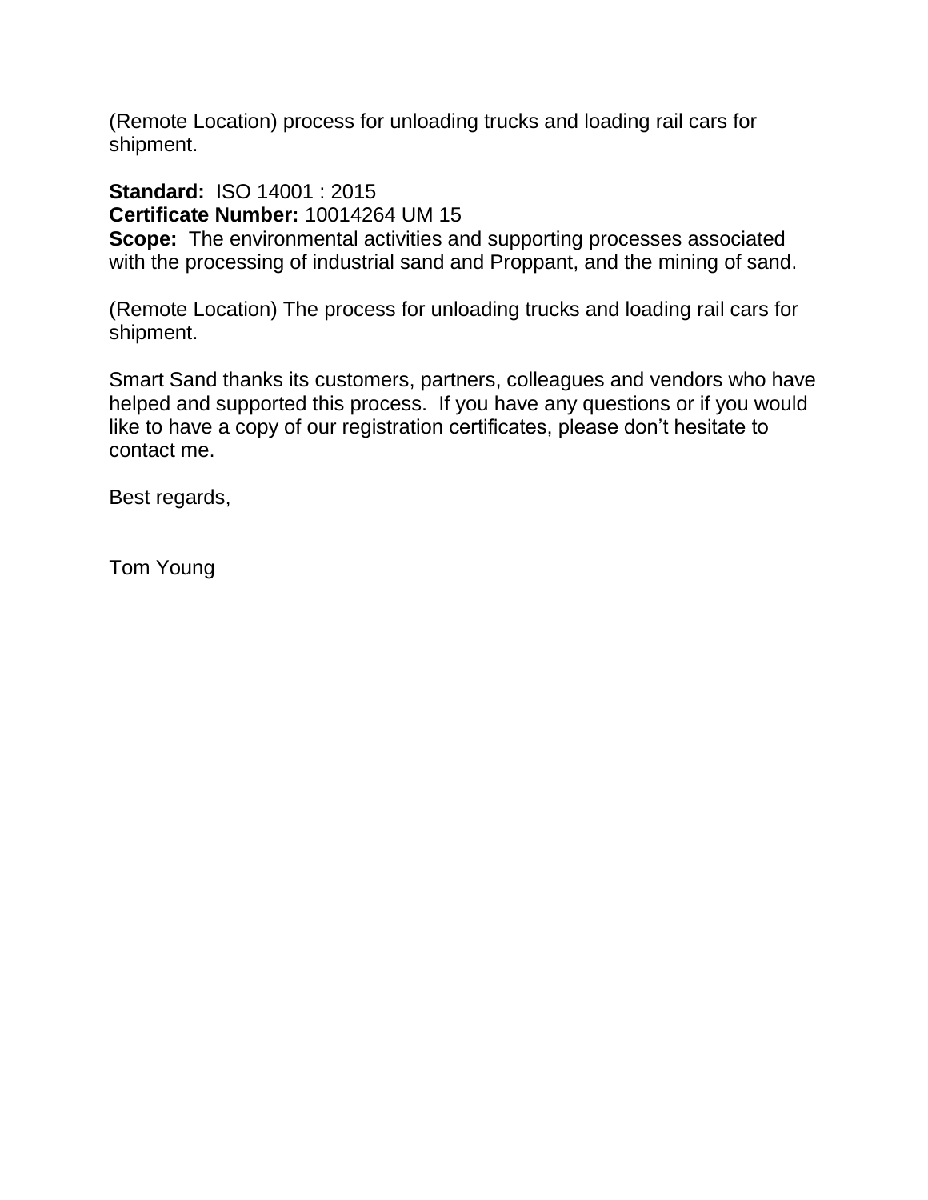(Remote Location) process for unloading trucks and loading rail cars for shipment.

**Standard:** ISO 14001 : 2015
**Certificate Number:** 10014264 UM 15
**Scope:** The environmental activities and supporting processes associated with the processing of industrial sand and Proppant, and the mining of sand.

(Remote Location) The process for unloading trucks and loading rail cars for shipment.

Smart Sand thanks its customers, partners, colleagues and vendors who have helped and supported this process. If you have any questions or if you would like to have a copy of our registration certificates, please don't hesitate to contact me.

Best regards,

Tom Young